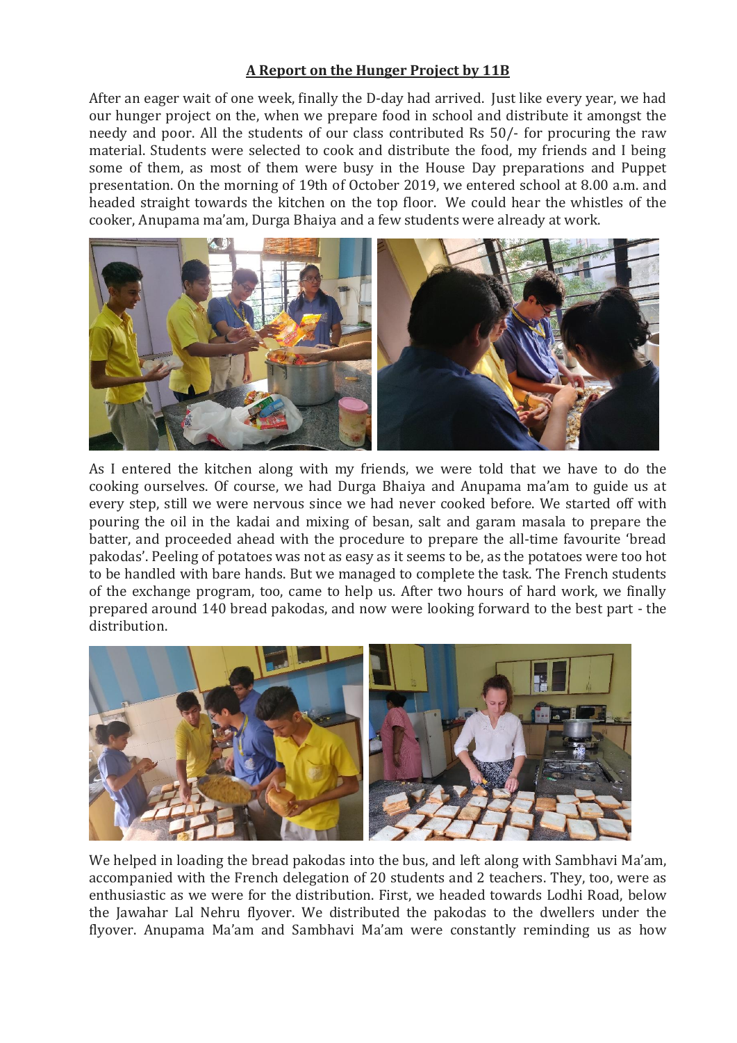# A Report on the Hunger Project by 11B

After an eager wait of one week, finally the D-day had arrived. Just like every year, we had our hunger project on the, when we prepare food in school and distribute it amongst the needy and poor. All the students of our class contributed Rs 50/- for procuring the raw material. Students were selected to cook and distribute the food, my friends and I being some of them, as most of them were busy in the House Day preparations and Puppet presentation. On the morning of 19th of October 2019, we entered school at 8.00 a.m. and headed straight towards the kitchen on the top floor. We could hear the whistles of the cooker, Anupama ma'am, Durga Bhaiya and a few students were already at work.

As I entered the kitchen along with my friends, we were told that we have to do the cooking ourselves. Of course, we had Durga Bhaiya and Anupama ma'am to guide us at every step, still we were nervous since we had never cooked before. We started off with pouring the oil in the kadai and mixing of besan, salt and garam masala to prepare the batter, and proceeded ahead with the procedure to prepare the all-time favourite 'bread pakodas'. Peeling of potatoes was not as easy as it seems to be, as the potatoes were too hot to be handled with bare hands. But we managed to complete the task. The French students of the exchange program, too, came to help us. After two hours of hard work, we finally prepared around 140 bread pakodas, and now were looking forward to the best part - the distribution.

We helped in loading the bread pakodas into the bus, and left along with Sambhavi Ma'am, accompanied with the French delegation of 20 students and 2 teachers. They, too, were as enthusiastic as we were for the distribution. First, we headed towards Lodhi Road, below the Jawahar Lal Nehru flyover. We distributed the pakodas to the dwellers under the flyover. Anupama Ma'am and Sambhavi Ma'am were constantly reminding us as how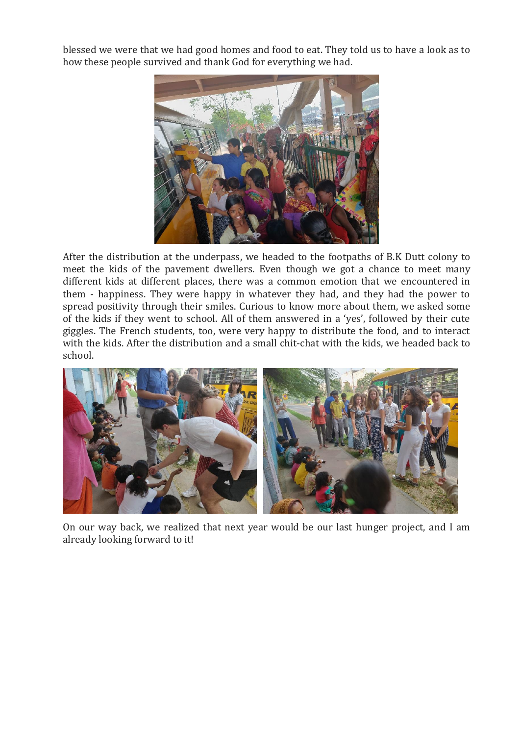blessed we were that we had good homes and food to eat. They told us to have a look as to how these people survived and thank God for everything we had.

After the distribution at the underpass, we headed to the footpaths of B.K Dutt colony to meet the kids of the pavement dwellers. Even though we got a chance to meet many different kids at different places, there was a common emotion that we encountered in them - happiness. They were happy in whatever they had, and they had the power to spread positivity through their smiles. Curious to know more about them, we asked some of the kids if they went to school. All of them answered in a 'yes', followed by their cute giggles. The French students, too, were very happy to distribute the food, and to interact with the kids. After the distribution and a small chit-chat with the kids, we headed back to school.

On our way back, we realized that next year would be our last hunger project, and I am already looking forward to it!